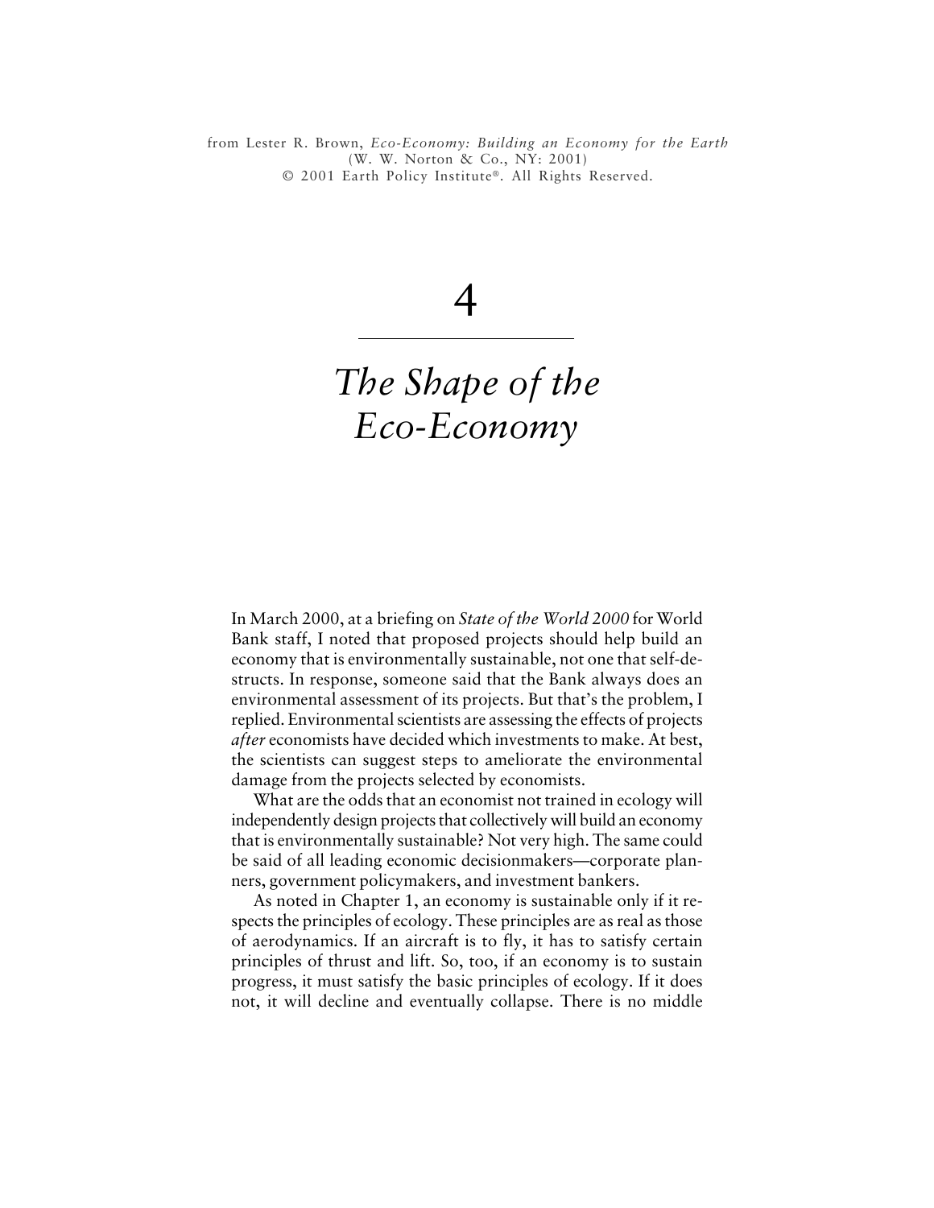from Lester R. Brown, *Eco-Economy: Building an Economy for the Earth* (W. W. Norton & Co., NY: 2001)
© 2001 Earth Policy Institute®. All Rights Reserved.

# 4

# *The Shape of the Eco-Economy*

In March 2000, at a briefing on *State of the World 2000* for World Bank staff, I noted that proposed projects should help build an economy that is environmentally sustainable, not one that self-destructs. In response, someone said that the Bank always does an environmental assessment of its projects. But that's the problem, I replied. Environmental scientists are assessing the effects of projects *after* economists have decided which investments to make. At best, the scientists can suggest steps to ameliorate the environmental damage from the projects selected by economists.

What are the odds that an economist not trained in ecology will independently design projects that collectively will build an economy that is environmentally sustainable? Not very high. The same could be said of all leading economic decisionmakers—corporate planners, government policymakers, and investment bankers.

As noted in Chapter 1, an economy is sustainable only if it respects the principles of ecology. These principles are as real as those of aerodynamics. If an aircraft is to fly, it has to satisfy certain principles of thrust and lift. So, too, if an economy is to sustain progress, it must satisfy the basic principles of ecology. If it does not, it will decline and eventually collapse. There is no middle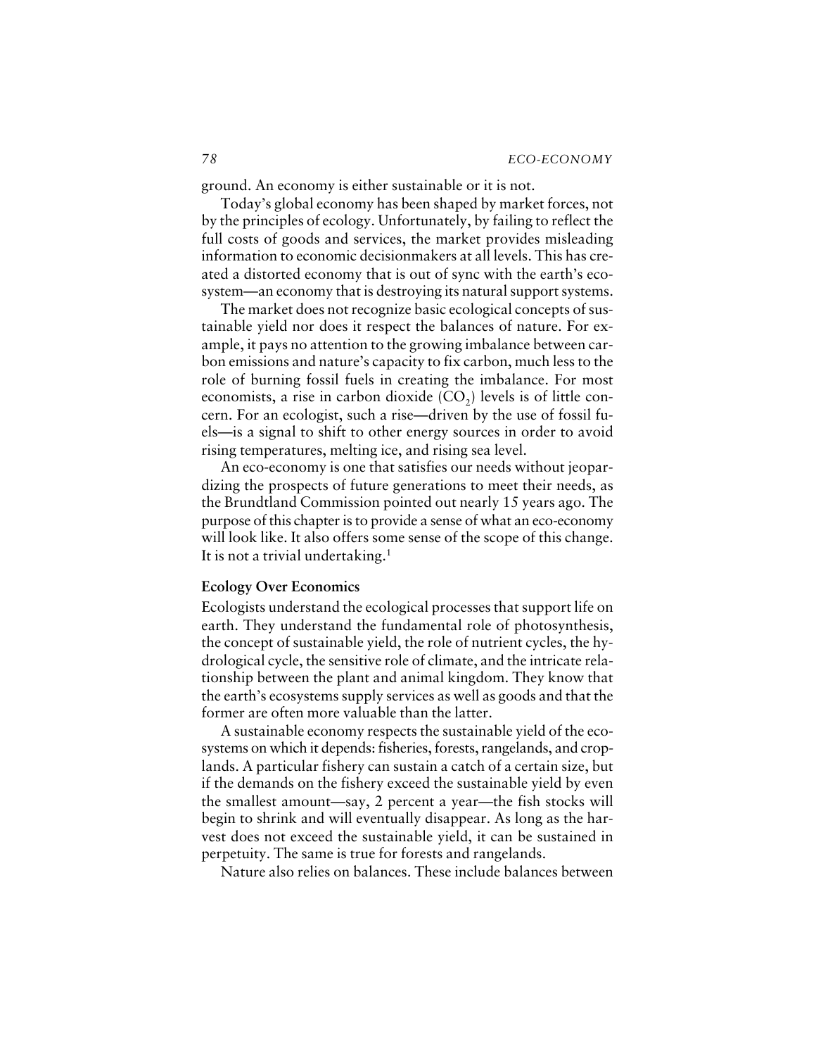ground. An economy is either sustainable or it is not.

Today's global economy has been shaped by market forces, not by the principles of ecology. Unfortunately, by failing to reflect the full costs of goods and services, the market provides misleading information to economic decisionmakers at all levels. This has created a distorted economy that is out of sync with the earth's ecosystem—an economy that is destroying its natural support systems.

The market does not recognize basic ecological concepts of sustainable yield nor does it respect the balances of nature. For example, it pays no attention to the growing imbalance between carbon emissions and nature's capacity to fix carbon, much less to the role of burning fossil fuels in creating the imbalance. For most economists, a rise in carbon dioxide ($CO_2$) levels is of little concern. For an ecologist, such a rise—driven by the use of fossil fuels—is a signal to shift to other energy sources in order to avoid rising temperatures, melting ice, and rising sea level.

An eco-economy is one that satisfies our needs without jeopardizing the prospects of future generations to meet their needs, as the Brundtland Commission pointed out nearly 15 years ago. The purpose of this chapter is to provide a sense of what an eco-economy will look like. It also offers some sense of the scope of this change. It is not a trivial undertaking.[1]

## Ecology Over Economics

Ecologists understand the ecological processes that support life on earth. They understand the fundamental role of photosynthesis, the concept of sustainable yield, the role of nutrient cycles, the hydrological cycle, the sensitive role of climate, and the intricate relationship between the plant and animal kingdom. They know that the earth's ecosystems supply services as well as goods and that the former are often more valuable than the latter.

A sustainable economy respects the sustainable yield of the ecosystems on which it depends: fisheries, forests, rangelands, and croplands. A particular fishery can sustain a catch of a certain size, but if the demands on the fishery exceed the sustainable yield by even the smallest amount—say, 2 percent a year—the fish stocks will begin to shrink and will eventually disappear. As long as the harvest does not exceed the sustainable yield, it can be sustained in perpetuity. The same is true for forests and rangelands.

Nature also relies on balances. These include balances between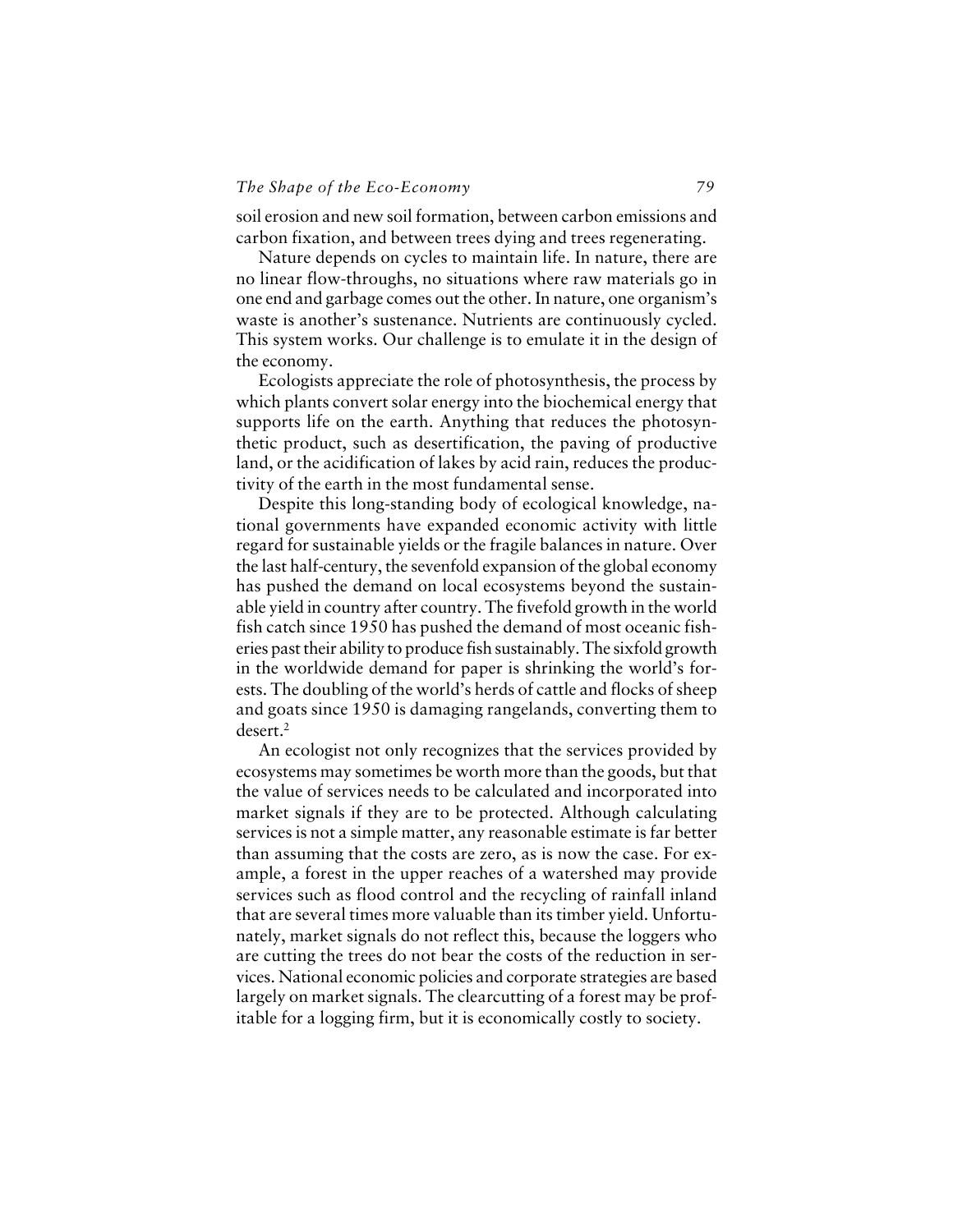soil erosion and new soil formation, between carbon emissions and carbon fixation, and between trees dying and trees regenerating.

Nature depends on cycles to maintain life. In nature, there are no linear flow-throughs, no situations where raw materials go in one end and garbage comes out the other. In nature, one organism's waste is another's sustenance. Nutrients are continuously cycled. This system works. Our challenge is to emulate it in the design of the economy.

Ecologists appreciate the role of photosynthesis, the process by which plants convert solar energy into the biochemical energy that supports life on the earth. Anything that reduces the photosynthetic product, such as desertification, the paving of productive land, or the acidification of lakes by acid rain, reduces the productivity of the earth in the most fundamental sense.

Despite this long-standing body of ecological knowledge, national governments have expanded economic activity with little regard for sustainable yields or the fragile balances in nature. Over the last half-century, the sevenfold expansion of the global economy has pushed the demand on local ecosystems beyond the sustainable yield in country after country. The fivefold growth in the world fish catch since 1950 has pushed the demand of most oceanic fisheries past their ability to produce fish sustainably. The sixfold growth in the worldwide demand for paper is shrinking the world's forests. The doubling of the world's herds of cattle and flocks of sheep and goats since 1950 is damaging rangelands, converting them to desert.[2]

An ecologist not only recognizes that the services provided by ecosystems may sometimes be worth more than the goods, but that the value of services needs to be calculated and incorporated into market signals if they are to be protected. Although calculating services is not a simple matter, any reasonable estimate is far better than assuming that the costs are zero, as is now the case. For example, a forest in the upper reaches of a watershed may provide services such as flood control and the recycling of rainfall inland that are several times more valuable than its timber yield. Unfortunately, market signals do not reflect this, because the loggers who are cutting the trees do not bear the costs of the reduction in services. National economic policies and corporate strategies are based largely on market signals. The clearcutting of a forest may be profitable for a logging firm, but it is economically costly to society.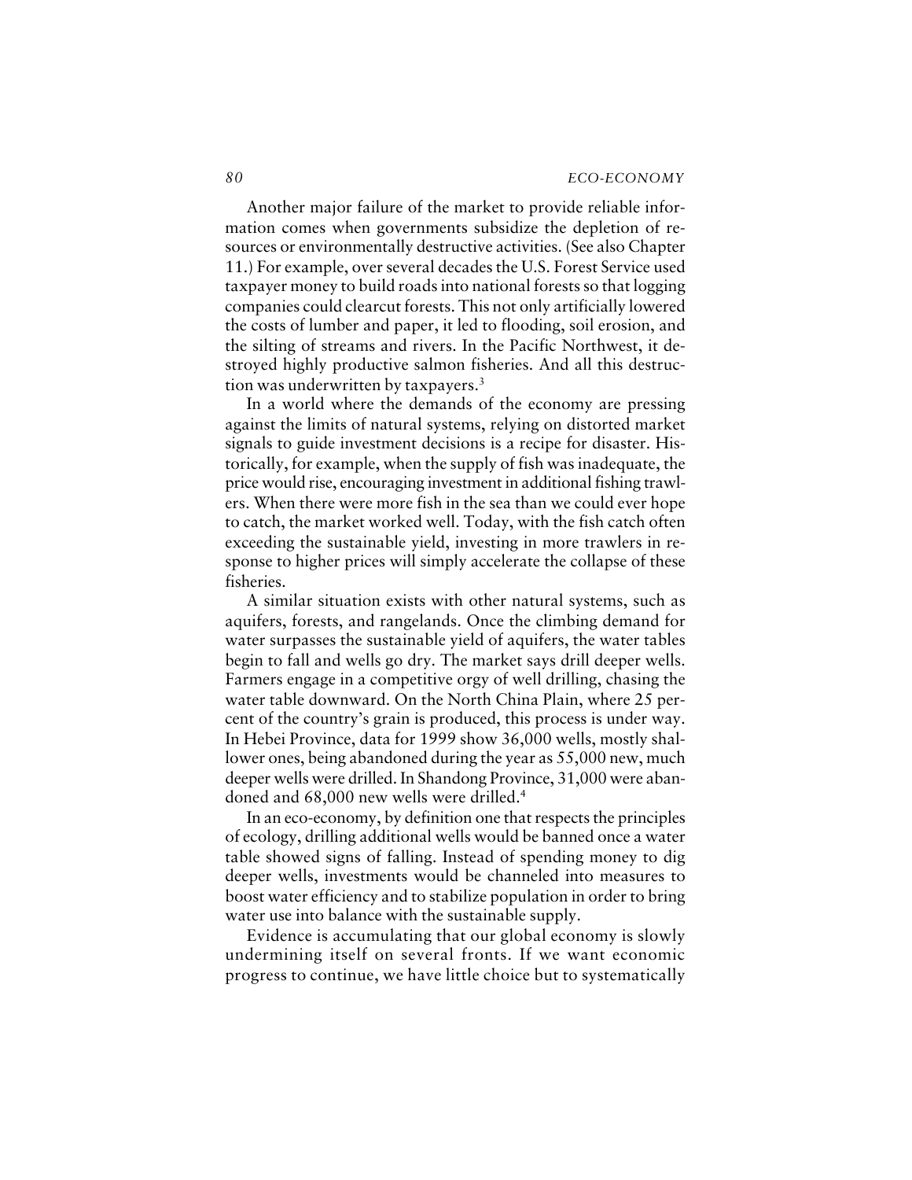Another major failure of the market to provide reliable information comes when governments subsidize the depletion of resources or environmentally destructive activities. (See also Chapter 11.) For example, over several decades the U.S. Forest Service used taxpayer money to build roads into national forests so that logging companies could clearcut forests. This not only artificially lowered the costs of lumber and paper, it led to flooding, soil erosion, and the silting of streams and rivers. In the Pacific Northwest, it destroyed highly productive salmon fisheries. And all this destruction was underwritten by taxpayers.[3]

In a world where the demands of the economy are pressing against the limits of natural systems, relying on distorted market signals to guide investment decisions is a recipe for disaster. Historically, for example, when the supply of fish was inadequate, the price would rise, encouraging investment in additional fishing trawlers. When there were more fish in the sea than we could ever hope to catch, the market worked well. Today, with the fish catch often exceeding the sustainable yield, investing in more trawlers in response to higher prices will simply accelerate the collapse of these fisheries.

A similar situation exists with other natural systems, such as aquifers, forests, and rangelands. Once the climbing demand for water surpasses the sustainable yield of aquifers, the water tables begin to fall and wells go dry. The market says drill deeper wells. Farmers engage in a competitive orgy of well drilling, chasing the water table downward. On the North China Plain, where 25 percent of the country's grain is produced, this process is under way. In Hebei Province, data for 1999 show 36,000 wells, mostly shallower ones, being abandoned during the year as 55,000 new, much deeper wells were drilled. In Shandong Province, 31,000 were abandoned and 68,000 new wells were drilled.[4]

In an eco-economy, by definition one that respects the principles of ecology, drilling additional wells would be banned once a water table showed signs of falling. Instead of spending money to dig deeper wells, investments would be channeled into measures to boost water efficiency and to stabilize population in order to bring water use into balance with the sustainable supply.

Evidence is accumulating that our global economy is slowly undermining itself on several fronts. If we want economic progress to continue, we have little choice but to systematically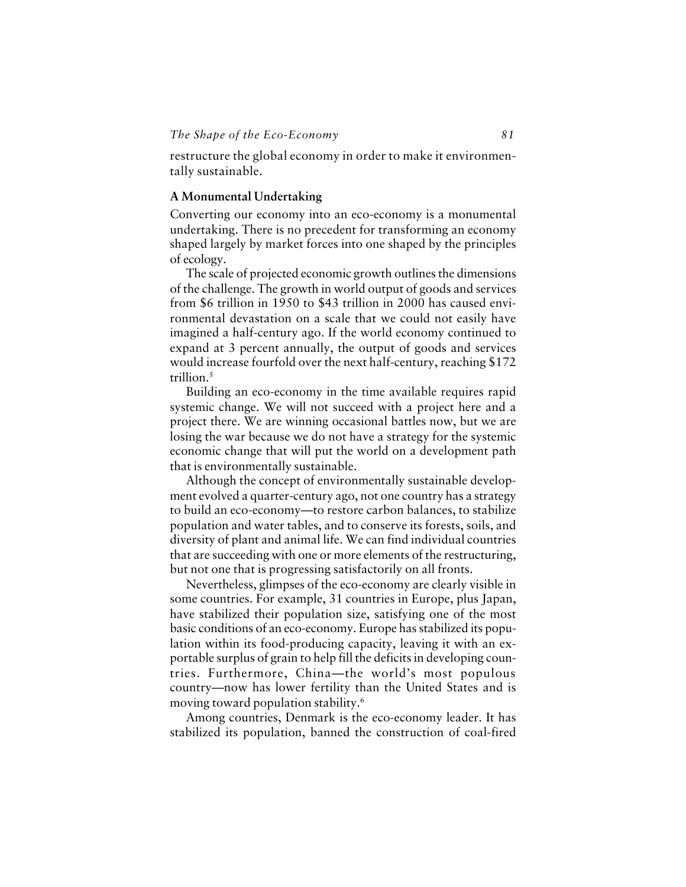restructure the global economy in order to make it environmentally sustainable.

### A Monumental Undertaking

Converting our economy into an eco-economy is a monumental undertaking. There is no precedent for transforming an economy shaped largely by market forces into one shaped by the principles of ecology.

The scale of projected economic growth outlines the dimensions of the challenge. The growth in world output of goods and services from $6 trillion in 1950 to $43 trillion in 2000 has caused environmental devastation on a scale that we could not easily have imagined a half-century ago. If the world economy continued to expand at 3 percent annually, the output of goods and services would increase fourfold over the next half-century, reaching $172 trillion.[5]

Building an eco-economy in the time available requires rapid systemic change. We will not succeed with a project here and a project there. We are winning occasional battles now, but we are losing the war because we do not have a strategy for the systemic economic change that will put the world on a development path that is environmentally sustainable.

Although the concept of environmentally sustainable development evolved a quarter-century ago, not one country has a strategy to build an eco-economy—to restore carbon balances, to stabilize population and water tables, and to conserve its forests, soils, and diversity of plant and animal life. We can find individual countries that are succeeding with one or more elements of the restructuring, but not one that is progressing satisfactorily on all fronts.

Nevertheless, glimpses of the eco-economy are clearly visible in some countries. For example, 31 countries in Europe, plus Japan, have stabilized their population size, satisfying one of the most basic conditions of an eco-economy. Europe has stabilized its population within its food-producing capacity, leaving it with an exportable surplus of grain to help fill the deficits in developing countries. Furthermore, China—the world's most populous country—now has lower fertility than the United States and is moving toward population stability.[6]

Among countries, Denmark is the eco-economy leader. It has stabilized its population, banned the construction of coal-fired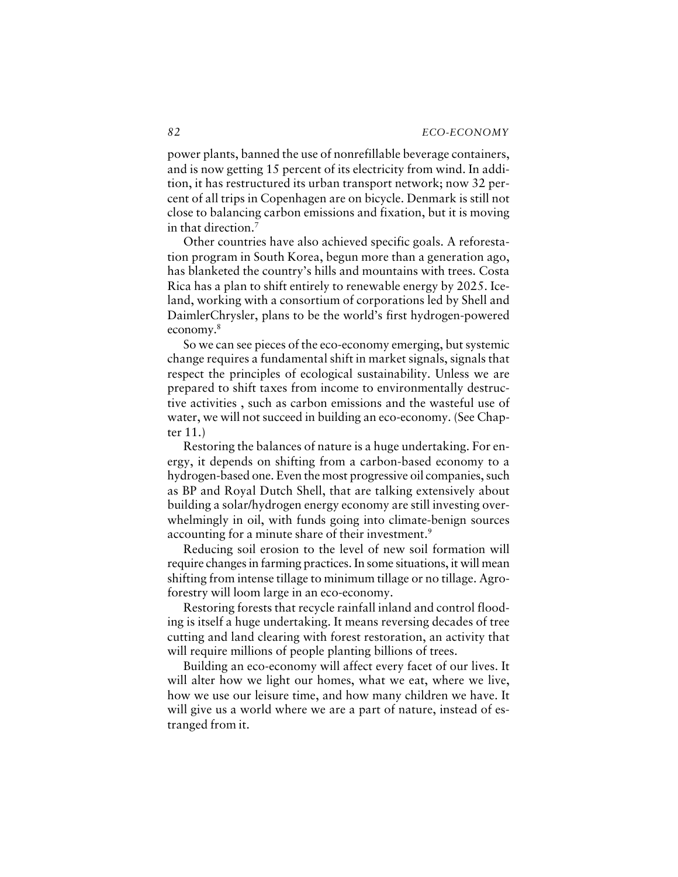power plants, banned the use of nonrefillable beverage containers, and is now getting 15 percent of its electricity from wind. In addition, it has restructured its urban transport network; now 32 percent of all trips in Copenhagen are on bicycle. Denmark is still not close to balancing carbon emissions and fixation, but it is moving in that direction.[7]

Other countries have also achieved specific goals. A reforestation program in South Korea, begun more than a generation ago, has blanketed the country's hills and mountains with trees. Costa Rica has a plan to shift entirely to renewable energy by 2025. Iceland, working with a consortium of corporations led by Shell and DaimlerChrysler, plans to be the world's first hydrogen-powered economy.[8]

So we can see pieces of the eco-economy emerging, but systemic change requires a fundamental shift in market signals, signals that respect the principles of ecological sustainability. Unless we are prepared to shift taxes from income to environmentally destructive activities , such as carbon emissions and the wasteful use of water, we will not succeed in building an eco-economy. (See Chapter 11.)

Restoring the balances of nature is a huge undertaking. For energy, it depends on shifting from a carbon-based economy to a hydrogen-based one. Even the most progressive oil companies, such as BP and Royal Dutch Shell, that are talking extensively about building a solar/hydrogen energy economy are still investing overwhelmingly in oil, with funds going into climate-benign sources accounting for a minute share of their investment.[9]

Reducing soil erosion to the level of new soil formation will require changes in farming practices. In some situations, it will mean shifting from intense tillage to minimum tillage or no tillage. Agroforestry will loom large in an eco-economy.

Restoring forests that recycle rainfall inland and control flooding is itself a huge undertaking. It means reversing decades of tree cutting and land clearing with forest restoration, an activity that will require millions of people planting billions of trees.

Building an eco-economy will affect every facet of our lives. It will alter how we light our homes, what we eat, where we live, how we use our leisure time, and how many children we have. It will give us a world where we are a part of nature, instead of estranged from it.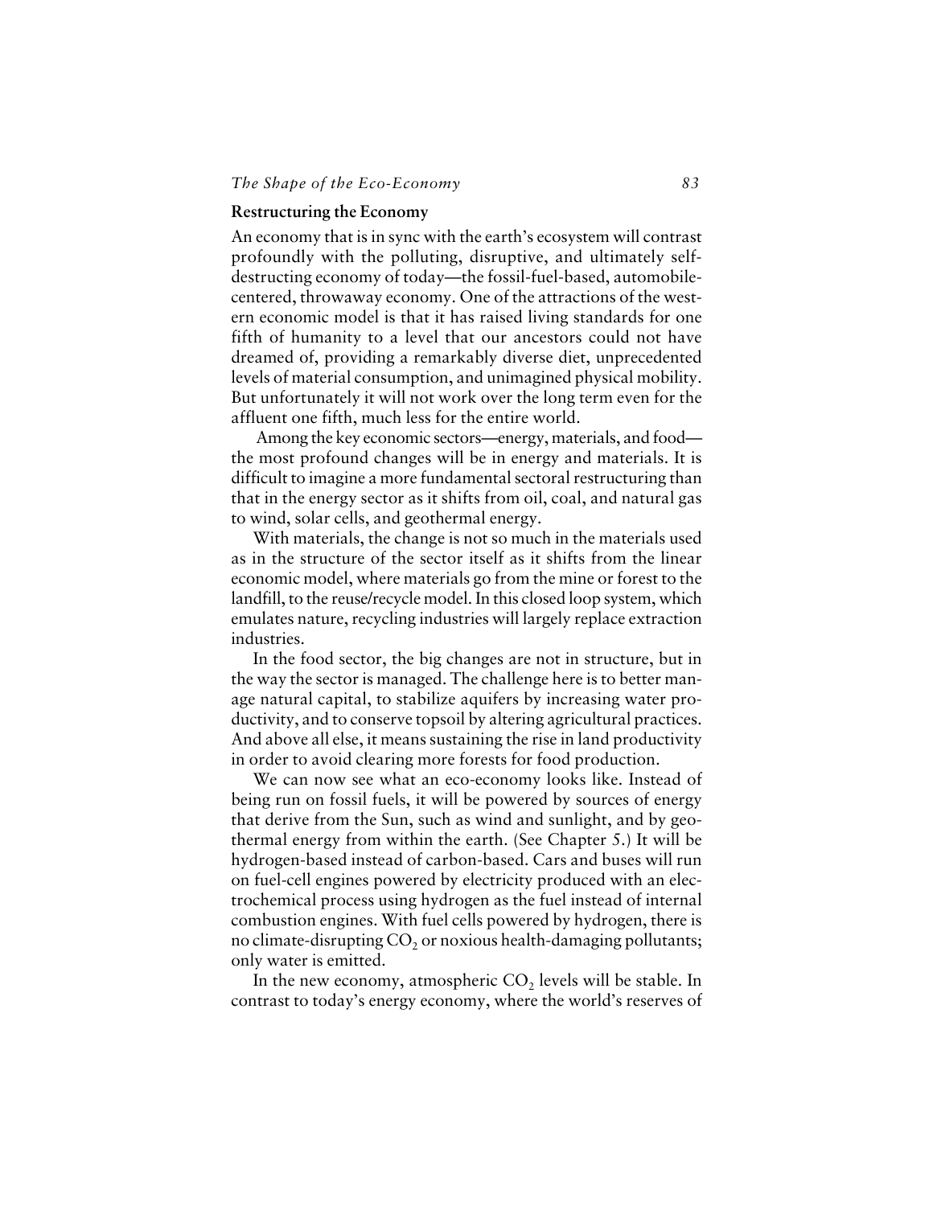## Restructuring the Economy

An economy that is in sync with the earth's ecosystem will contrast profoundly with the polluting, disruptive, and ultimately self-destructing economy of today—the fossil-fuel-based, automobile-centered, throwaway economy. One of the attractions of the western economic model is that it has raised living standards for one fifth of humanity to a level that our ancestors could not have dreamed of, providing a remarkably diverse diet, unprecedented levels of material consumption, and unimagined physical mobility. But unfortunately it will not work over the long term even for the affluent one fifth, much less for the entire world.

Among the key economic sectors—energy, materials, and food—the most profound changes will be in energy and materials. It is difficult to imagine a more fundamental sectoral restructuring than that in the energy sector as it shifts from oil, coal, and natural gas to wind, solar cells, and geothermal energy.

With materials, the change is not so much in the materials used as in the structure of the sector itself as it shifts from the linear economic model, where materials go from the mine or forest to the landfill, to the reuse/recycle model. In this closed loop system, which emulates nature, recycling industries will largely replace extraction industries.

In the food sector, the big changes are not in structure, but in the way the sector is managed. The challenge here is to better manage natural capital, to stabilize aquifers by increasing water productivity, and to conserve topsoil by altering agricultural practices. And above all else, it means sustaining the rise in land productivity in order to avoid clearing more forests for food production.

We can now see what an eco-economy looks like. Instead of being run on fossil fuels, it will be powered by sources of energy that derive from the Sun, such as wind and sunlight, and by geothermal energy from within the earth. (See Chapter 5.) It will be hydrogen-based instead of carbon-based. Cars and buses will run on fuel-cell engines powered by electricity produced with an electrochemical process using hydrogen as the fuel instead of internal combustion engines. With fuel cells powered by hydrogen, there is no climate-disrupting $CO_2$ or noxious health-damaging pollutants; only water is emitted.

In the new economy, atmospheric $CO_2$ levels will be stable. In contrast to today's energy economy, where the world's reserves of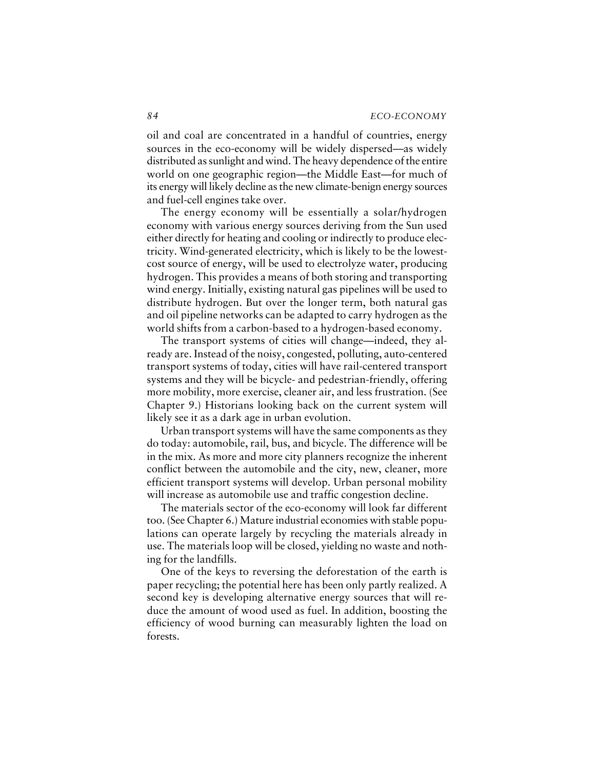oil and coal are concentrated in a handful of countries, energy sources in the eco-economy will be widely dispersed—as widely distributed as sunlight and wind. The heavy dependence of the entire world on one geographic region—the Middle East—for much of its energy will likely decline as the new climate-benign energy sources and fuel-cell engines take over.

The energy economy will be essentially a solar/hydrogen economy with various energy sources deriving from the Sun used either directly for heating and cooling or indirectly to produce electricity. Wind-generated electricity, which is likely to be the lowest-cost source of energy, will be used to electrolyze water, producing hydrogen. This provides a means of both storing and transporting wind energy. Initially, existing natural gas pipelines will be used to distribute hydrogen. But over the longer term, both natural gas and oil pipeline networks can be adapted to carry hydrogen as the world shifts from a carbon-based to a hydrogen-based economy.

The transport systems of cities will change—indeed, they already are. Instead of the noisy, congested, polluting, auto-centered transport systems of today, cities will have rail-centered transport systems and they will be bicycle- and pedestrian-friendly, offering more mobility, more exercise, cleaner air, and less frustration. (See Chapter 9.) Historians looking back on the current system will likely see it as a dark age in urban evolution.

Urban transport systems will have the same components as they do today: automobile, rail, bus, and bicycle. The difference will be in the mix. As more and more city planners recognize the inherent conflict between the automobile and the city, new, cleaner, more efficient transport systems will develop. Urban personal mobility will increase as automobile use and traffic congestion decline.

The materials sector of the eco-economy will look far different too. (See Chapter 6.) Mature industrial economies with stable populations can operate largely by recycling the materials already in use. The materials loop will be closed, yielding no waste and nothing for the landfills.

One of the keys to reversing the deforestation of the earth is paper recycling; the potential here has been only partly realized. A second key is developing alternative energy sources that will reduce the amount of wood used as fuel. In addition, boosting the efficiency of wood burning can measurably lighten the load on forests.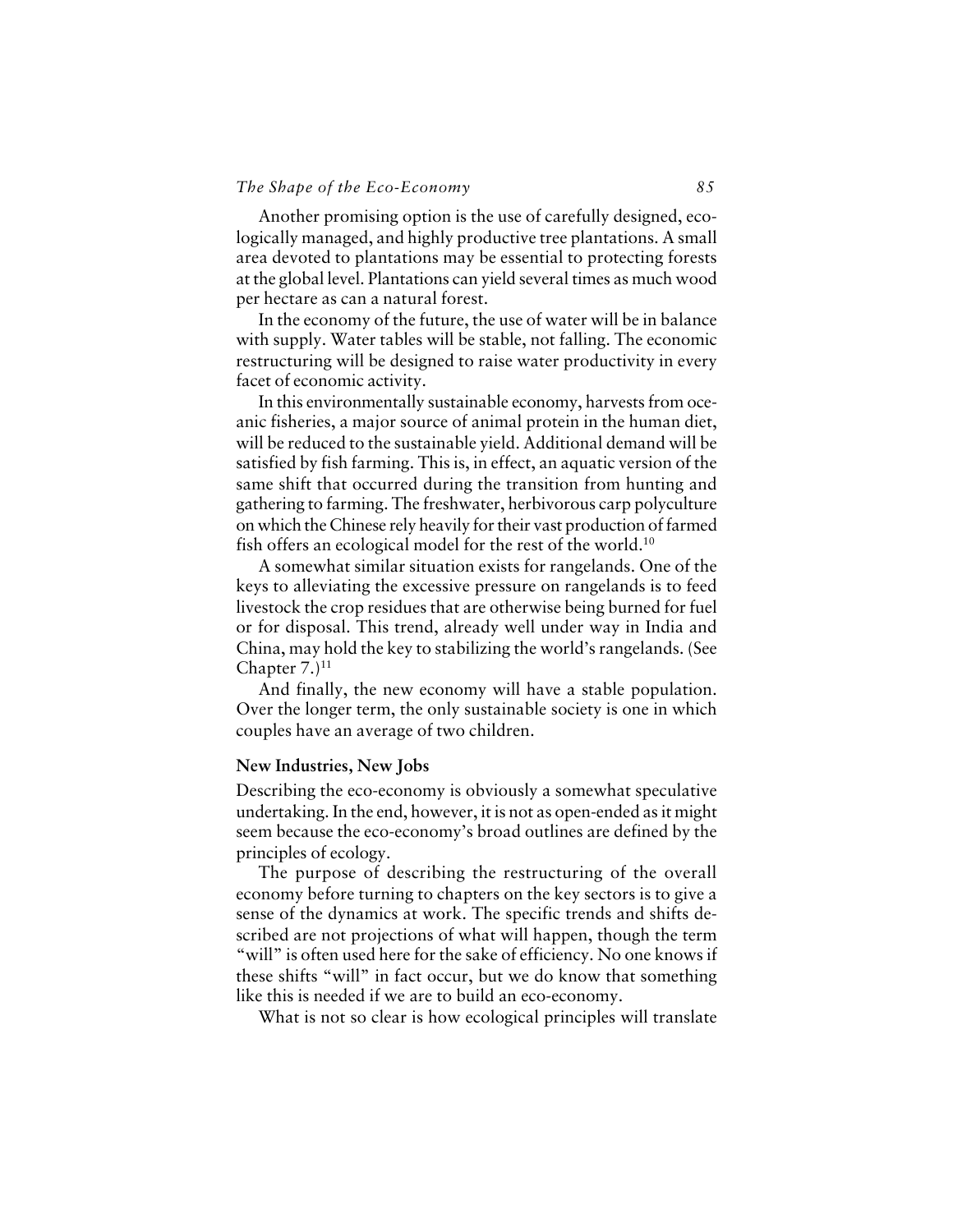Another promising option is the use of carefully designed, ecologically managed, and highly productive tree plantations. A small area devoted to plantations may be essential to protecting forests at the global level. Plantations can yield several times as much wood per hectare as can a natural forest.

In the economy of the future, the use of water will be in balance with supply. Water tables will be stable, not falling. The economic restructuring will be designed to raise water productivity in every facet of economic activity.

In this environmentally sustainable economy, harvests from oceanic fisheries, a major source of animal protein in the human diet, will be reduced to the sustainable yield. Additional demand will be satisfied by fish farming. This is, in effect, an aquatic version of the same shift that occurred during the transition from hunting and gathering to farming. The freshwater, herbivorous carp polyculture on which the Chinese rely heavily for their vast production of farmed fish offers an ecological model for the rest of the world.[10]

A somewhat similar situation exists for rangelands. One of the keys to alleviating the excessive pressure on rangelands is to feed livestock the crop residues that are otherwise being burned for fuel or for disposal. This trend, already well under way in India and China, may hold the key to stabilizing the world's rangelands. (See Chapter 7.)[11]

And finally, the new economy will have a stable population. Over the longer term, the only sustainable society is one in which couples have an average of two children.

## New Industries, New Jobs

Describing the eco-economy is obviously a somewhat speculative undertaking. In the end, however, it is not as open-ended as it might seem because the eco-economy's broad outlines are defined by the principles of ecology.

The purpose of describing the restructuring of the overall economy before turning to chapters on the key sectors is to give a sense of the dynamics at work. The specific trends and shifts described are not projections of what will happen, though the term "will" is often used here for the sake of efficiency. No one knows if these shifts "will" in fact occur, but we do know that something like this is needed if we are to build an eco-economy.

What is not so clear is how ecological principles will translate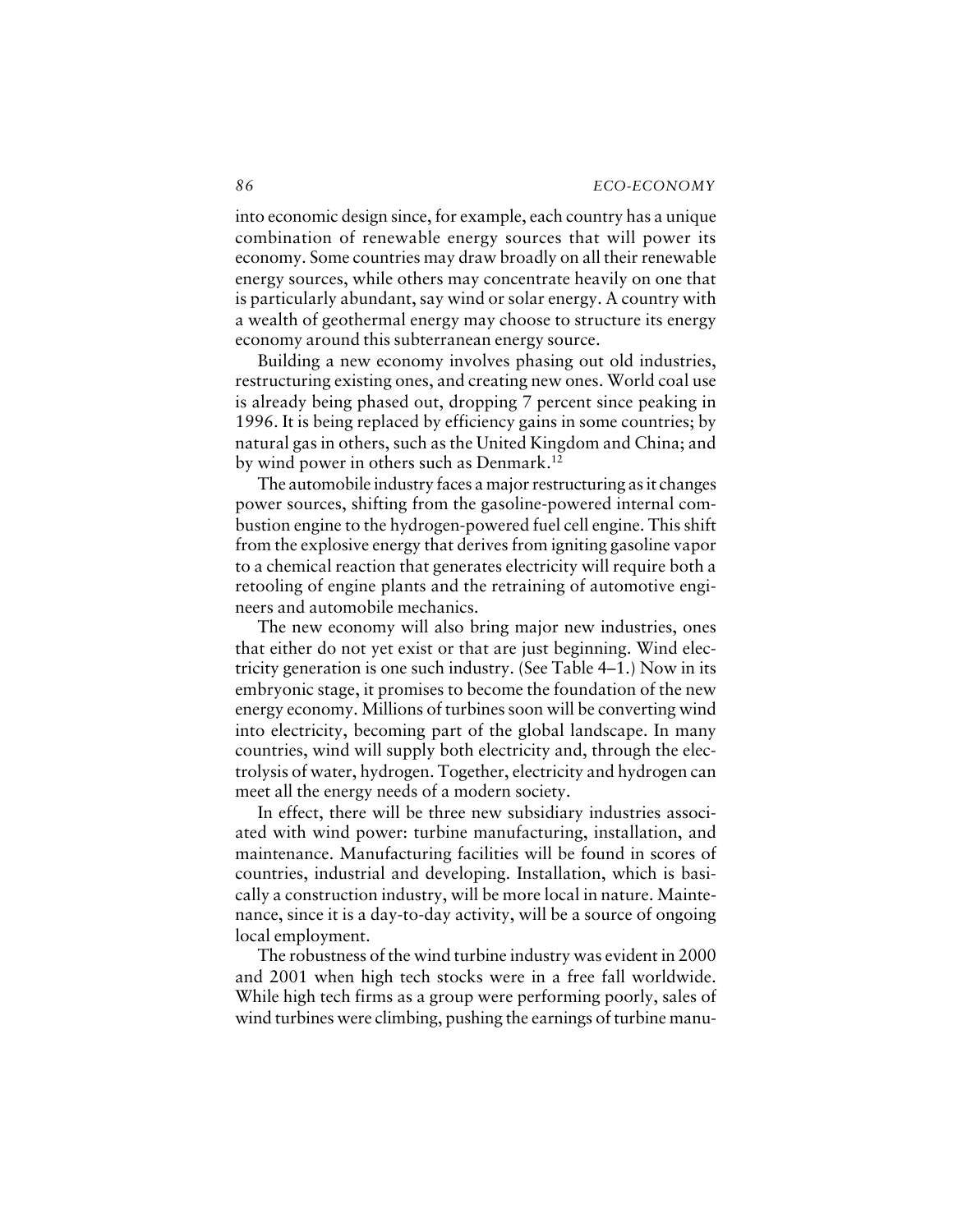into economic design since, for example, each country has a unique combination of renewable energy sources that will power its economy. Some countries may draw broadly on all their renewable energy sources, while others may concentrate heavily on one that is particularly abundant, say wind or solar energy. A country with a wealth of geothermal energy may choose to structure its energy economy around this subterranean energy source.

Building a new economy involves phasing out old industries, restructuring existing ones, and creating new ones. World coal use is already being phased out, dropping 7 percent since peaking in 1996. It is being replaced by efficiency gains in some countries; by natural gas in others, such as the United Kingdom and China; and by wind power in others such as Denmark.[12]

The automobile industry faces a major restructuring as it changes power sources, shifting from the gasoline-powered internal combustion engine to the hydrogen-powered fuel cell engine. This shift from the explosive energy that derives from igniting gasoline vapor to a chemical reaction that generates electricity will require both a retooling of engine plants and the retraining of automotive engineers and automobile mechanics.

The new economy will also bring major new industries, ones that either do not yet exist or that are just beginning. Wind electricity generation is one such industry. (See Table 4–1.) Now in its embryonic stage, it promises to become the foundation of the new energy economy. Millions of turbines soon will be converting wind into electricity, becoming part of the global landscape. In many countries, wind will supply both electricity and, through the electrolysis of water, hydrogen. Together, electricity and hydrogen can meet all the energy needs of a modern society.

In effect, there will be three new subsidiary industries associated with wind power: turbine manufacturing, installation, and maintenance. Manufacturing facilities will be found in scores of countries, industrial and developing. Installation, which is basically a construction industry, will be more local in nature. Maintenance, since it is a day-to-day activity, will be a source of ongoing local employment.

The robustness of the wind turbine industry was evident in 2000 and 2001 when high tech stocks were in a free fall worldwide. While high tech firms as a group were performing poorly, sales of wind turbines were climbing, pushing the earnings of turbine manu-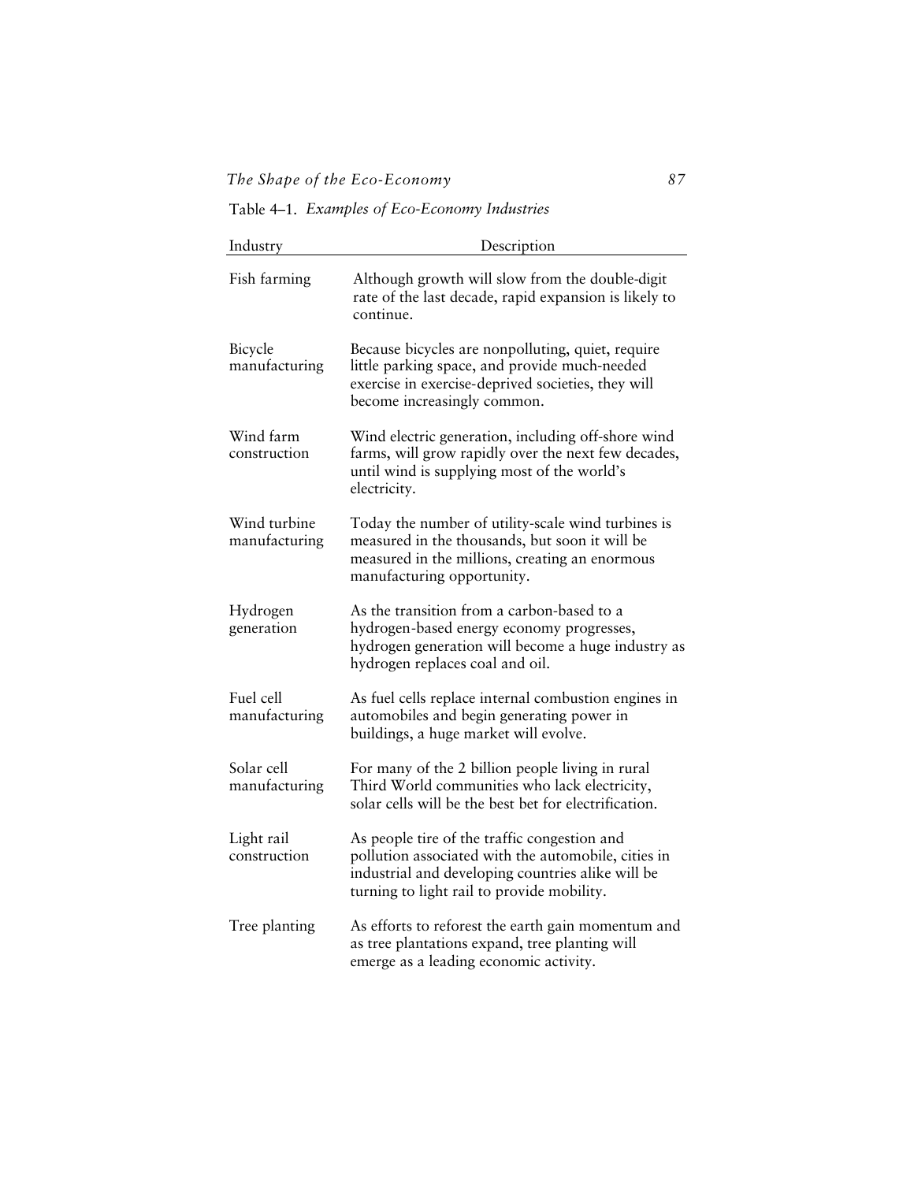Table 4–1. *Examples of Eco-Economy Industries*

| Industry | Description |
| --- | --- |
| Fish farming | Although growth will slow from the double-digit rate of the last decade, rapid expansion is likely to continue. |
| Bicycle manufacturing | Because bicycles are nonpolluting, quiet, require little parking space, and provide much-needed exercise in exercise-deprived societies, they will become increasingly common. |
| Wind farm construction | Wind electric generation, including off-shore wind farms, will grow rapidly over the next few decades, until wind is supplying most of the world's electricity. |
| Wind turbine manufacturing | Today the number of utility-scale wind turbines is measured in the thousands, but soon it will be measured in the millions, creating an enormous manufacturing opportunity. |
| Hydrogen generation | As the transition from a carbon-based to a hydrogen-based energy economy progresses, hydrogen generation will become a huge industry as hydrogen replaces coal and oil. |
| Fuel cell manufacturing | As fuel cells replace internal combustion engines in automobiles and begin generating power in buildings, a huge market will evolve. |
| Solar cell manufacturing | For many of the 2 billion people living in rural Third World communities who lack electricity, solar cells will be the best bet for electrification. |
| Light rail construction | As people tire of the traffic congestion and pollution associated with the automobile, cities in industrial and developing countries alike will be turning to light rail to provide mobility. |
| Tree planting | As efforts to reforest the earth gain momentum and as tree plantations expand, tree planting will emerge as a leading economic activity. |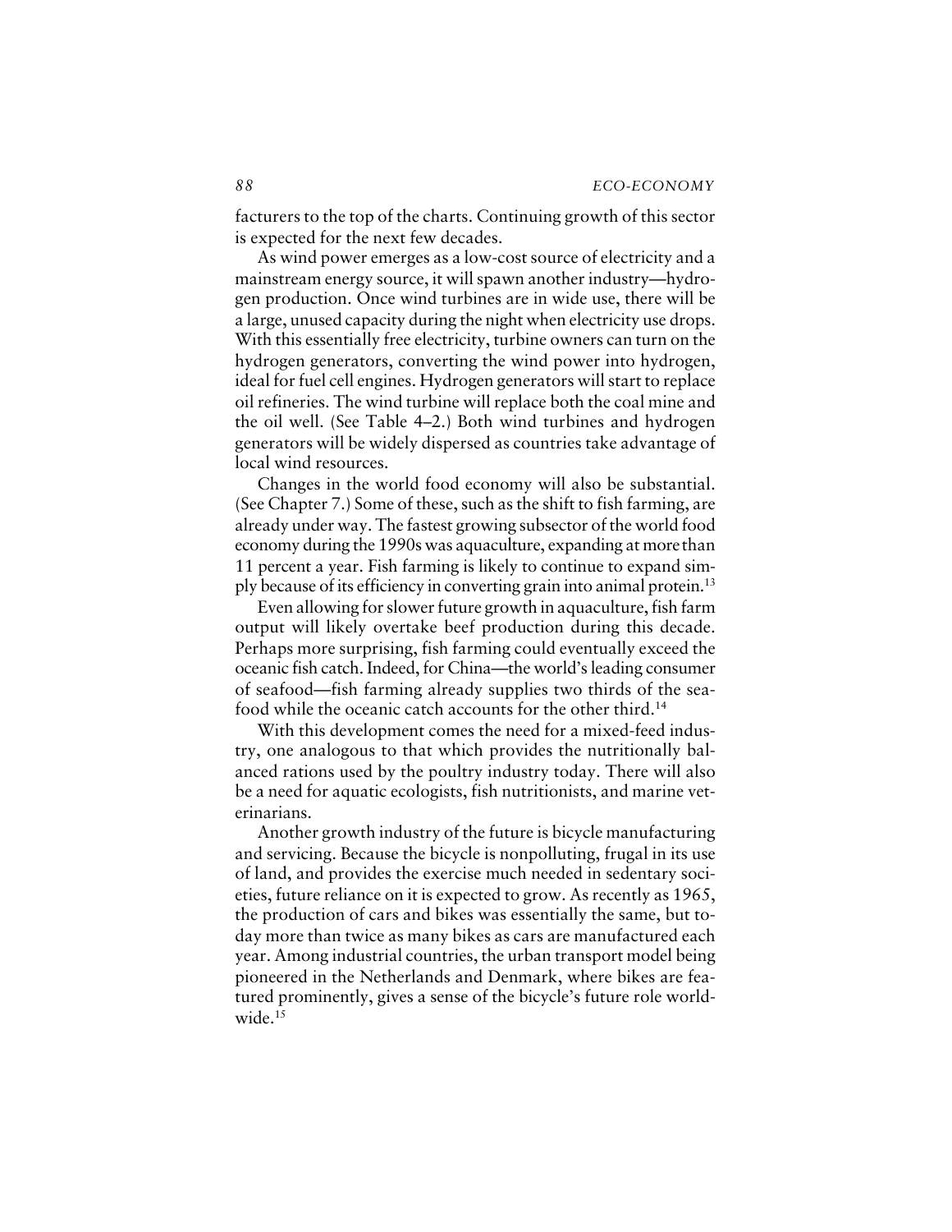facturers to the top of the charts. Continuing growth of this sector is expected for the next few decades.

As wind power emerges as a low-cost source of electricity and a mainstream energy source, it will spawn another industry—hydrogen production. Once wind turbines are in wide use, there will be a large, unused capacity during the night when electricity use drops. With this essentially free electricity, turbine owners can turn on the hydrogen generators, converting the wind power into hydrogen, ideal for fuel cell engines. Hydrogen generators will start to replace oil refineries. The wind turbine will replace both the coal mine and the oil well. (See Table 4–2.) Both wind turbines and hydrogen generators will be widely dispersed as countries take advantage of local wind resources.

Changes in the world food economy will also be substantial. (See Chapter 7.) Some of these, such as the shift to fish farming, are already under way. The fastest growing subsector of the world food economy during the 1990s was aquaculture, expanding at more than 11 percent a year. Fish farming is likely to continue to expand simply because of its efficiency in converting grain into animal protein.[13]

Even allowing for slower future growth in aquaculture, fish farm output will likely overtake beef production during this decade. Perhaps more surprising, fish farming could eventually exceed the oceanic fish catch. Indeed, for China—the world's leading consumer of seafood—fish farming already supplies two thirds of the seafood while the oceanic catch accounts for the other third.[14]

With this development comes the need for a mixed-feed industry, one analogous to that which provides the nutritionally balanced rations used by the poultry industry today. There will also be a need for aquatic ecologists, fish nutritionists, and marine veterinarians.

Another growth industry of the future is bicycle manufacturing and servicing. Because the bicycle is nonpolluting, frugal in its use of land, and provides the exercise much needed in sedentary societies, future reliance on it is expected to grow. As recently as 1965, the production of cars and bikes was essentially the same, but today more than twice as many bikes as cars are manufactured each year. Among industrial countries, the urban transport model being pioneered in the Netherlands and Denmark, where bikes are featured prominently, gives a sense of the bicycle's future role worldwide.[15]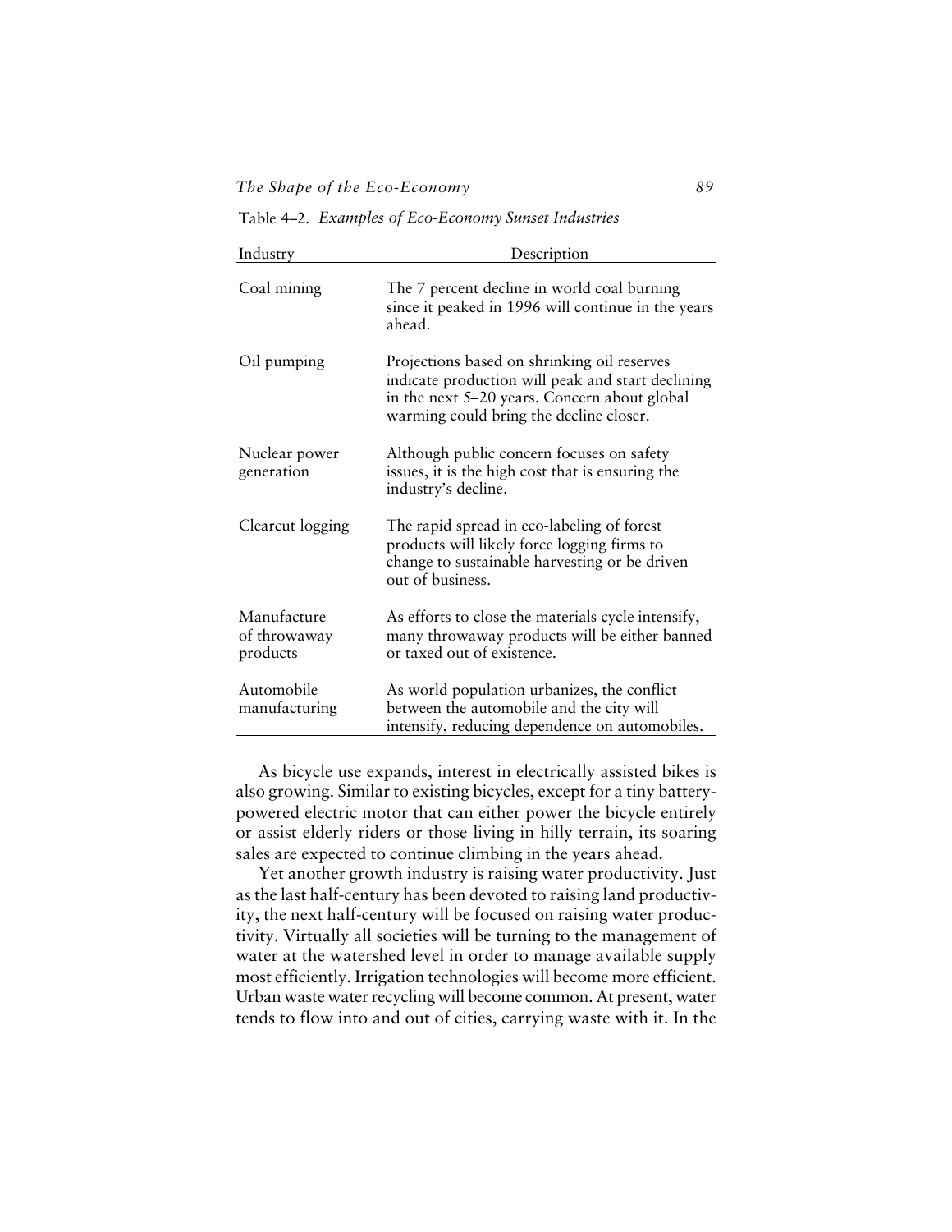Table 4–2. *Examples of Eco-Economy Sunset Industries*

| Industry | Description |
|---|---|
| Coal mining | The 7 percent decline in world coal burning since it peaked in 1996 will continue in the years ahead. |
| Oil pumping | Projections based on shrinking oil reserves indicate production will peak and start declining in the next 5–20 years. Concern about global warming could bring the decline closer. |
| Nuclear power generation | Although public concern focuses on safety issues, it is the high cost that is ensuring the industry's decline. |
| Clearcut logging | The rapid spread in eco-labeling of forest products will likely force logging firms to change to sustainable harvesting or be driven out of business. |
| Manufacture of throwaway products | As efforts to close the materials cycle intensify, many throwaway products will be either banned or taxed out of existence. |
| Automobile manufacturing | As world population urbanizes, the conflict between the automobile and the city will intensify, reducing dependence on automobiles. |

As bicycle use expands, interest in electrically assisted bikes is also growing. Similar to existing bicycles, except for a tiny battery-powered electric motor that can either power the bicycle entirely or assist elderly riders or those living in hilly terrain, its soaring sales are expected to continue climbing in the years ahead.

Yet another growth industry is raising water productivity. Just as the last half-century has been devoted to raising land productivity, the next half-century will be focused on raising water productivity. Virtually all societies will be turning to the management of water at the watershed level in order to manage available supply most efficiently. Irrigation technologies will become more efficient. Urban waste water recycling will become common. At present, water tends to flow into and out of cities, carrying waste with it. In the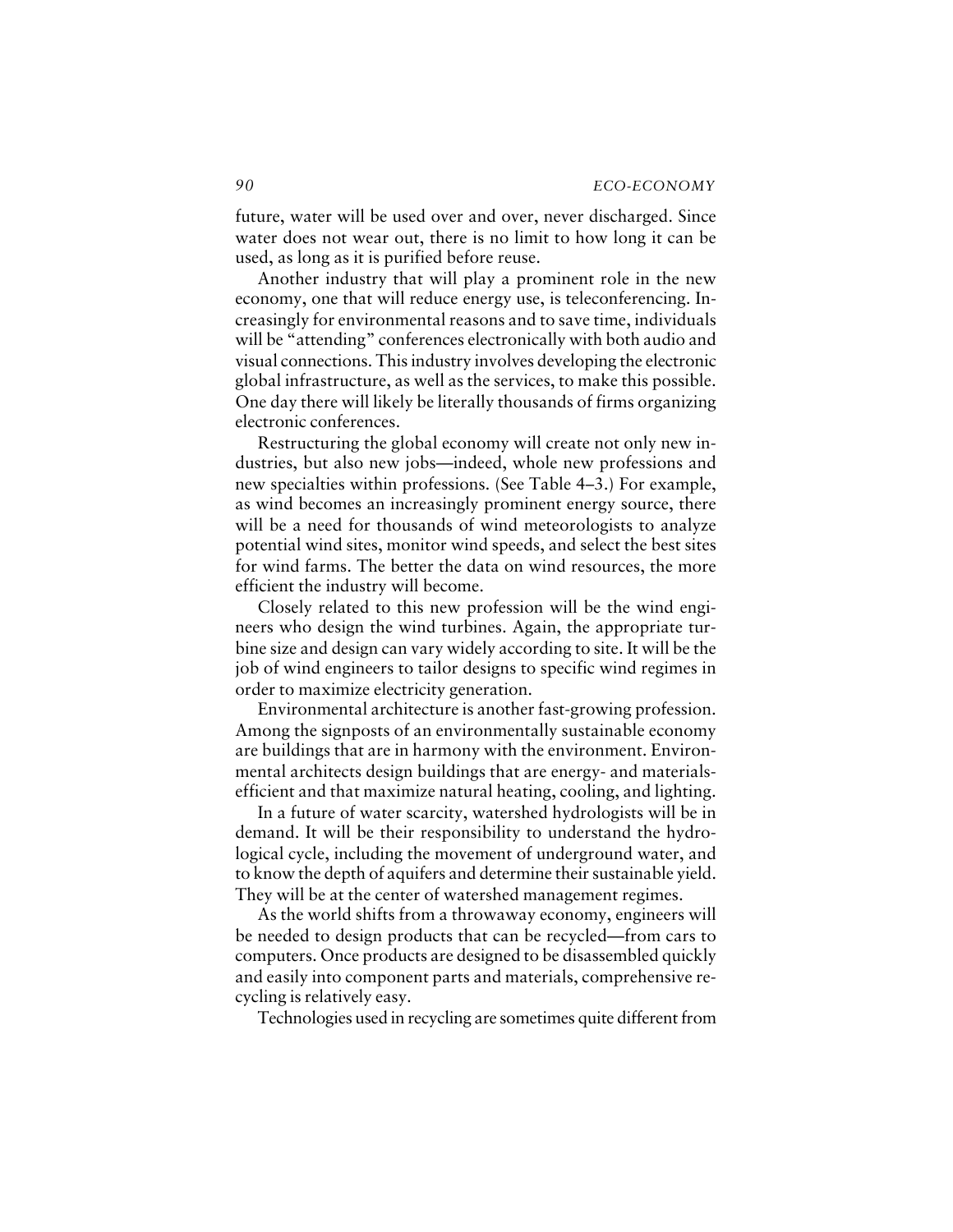future, water will be used over and over, never discharged. Since water does not wear out, there is no limit to how long it can be used, as long as it is purified before reuse.

Another industry that will play a prominent role in the new economy, one that will reduce energy use, is teleconferencing. Increasingly for environmental reasons and to save time, individuals will be "attending" conferences electronically with both audio and visual connections. This industry involves developing the electronic global infrastructure, as well as the services, to make this possible. One day there will likely be literally thousands of firms organizing electronic conferences.

Restructuring the global economy will create not only new industries, but also new jobs—indeed, whole new professions and new specialties within professions. (See Table 4–3.) For example, as wind becomes an increasingly prominent energy source, there will be a need for thousands of wind meteorologists to analyze potential wind sites, monitor wind speeds, and select the best sites for wind farms. The better the data on wind resources, the more efficient the industry will become.

Closely related to this new profession will be the wind engineers who design the wind turbines. Again, the appropriate turbine size and design can vary widely according to site. It will be the job of wind engineers to tailor designs to specific wind regimes in order to maximize electricity generation.

Environmental architecture is another fast-growing profession. Among the signposts of an environmentally sustainable economy are buildings that are in harmony with the environment. Environmental architects design buildings that are energy- and materials-efficient and that maximize natural heating, cooling, and lighting.

In a future of water scarcity, watershed hydrologists will be in demand. It will be their responsibility to understand the hydrological cycle, including the movement of underground water, and to know the depth of aquifers and determine their sustainable yield. They will be at the center of watershed management regimes.

As the world shifts from a throwaway economy, engineers will be needed to design products that can be recycled—from cars to computers. Once products are designed to be disassembled quickly and easily into component parts and materials, comprehensive recycling is relatively easy.

Technologies used in recycling are sometimes quite different from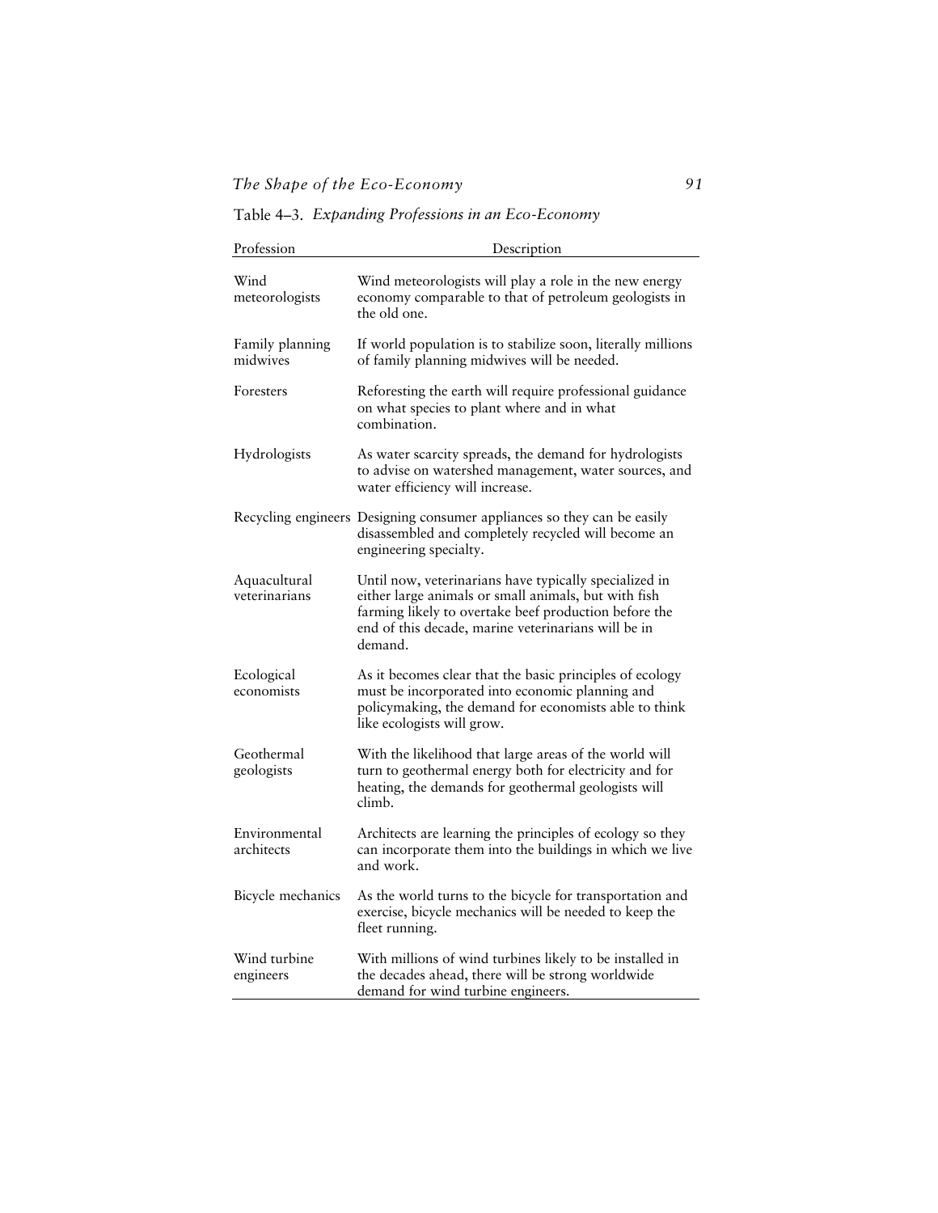Table 4–3. *Expanding Professions in an Eco-Economy*

| Profession | Description |
| --- | --- |
| Wind meteorologists | Wind meteorologists will play a role in the new energy economy comparable to that of petroleum geologists in the old one. |
| Family planning midwives | If world population is to stabilize soon, literally millions of family planning midwives will be needed. |
| Foresters | Reforesting the earth will require professional guidance on what species to plant where and in what combination. |
| Hydrologists | As water scarcity spreads, the demand for hydrologists to advise on watershed management, water sources, and water efficiency will increase. |
| Recycling engineers | Designing consumer appliances so they can be easily disassembled and completely recycled will become an engineering specialty. |
| Aquacultural veterinarians | Until now, veterinarians have typically specialized in either large animals or small animals, but with fish farming likely to overtake beef production before the end of this decade, marine veterinarians will be in demand. |
| Ecological economists | As it becomes clear that the basic principles of ecology must be incorporated into economic planning and policymaking, the demand for economists able to think like ecologists will grow. |
| Geothermal geologists | With the likelihood that large areas of the world will turn to geothermal energy both for electricity and for heating, the demands for geothermal geologists will climb. |
| Environmental architects | Architects are learning the principles of ecology so they can incorporate them into the buildings in which we live and work. |
| Bicycle mechanics | As the world turns to the bicycle for transportation and exercise, bicycle mechanics will be needed to keep the fleet running. |
| Wind turbine engineers | With millions of wind turbines likely to be installed in the decades ahead, there will be strong worldwide demand for wind turbine engineers. |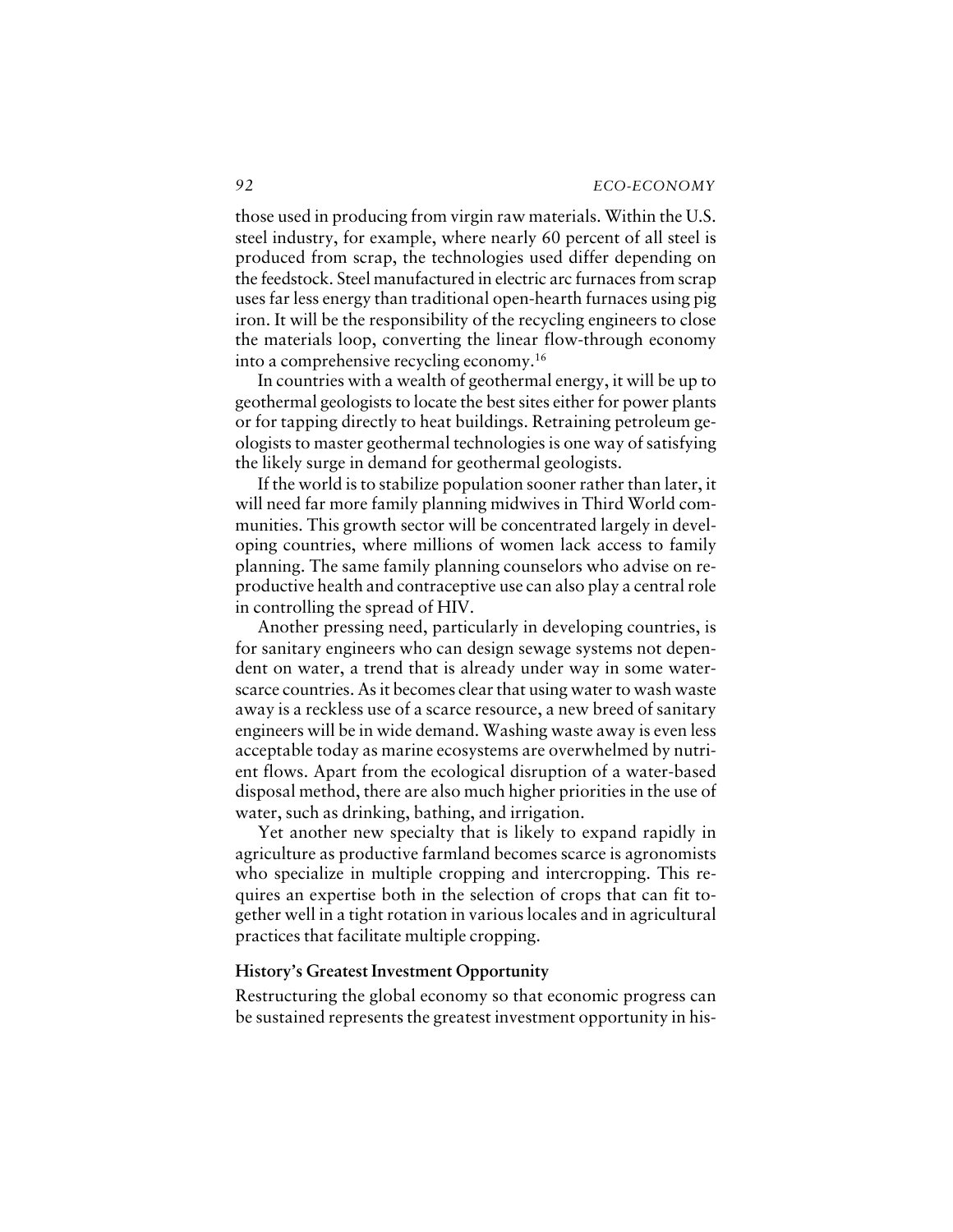those used in producing from virgin raw materials. Within the U.S. steel industry, for example, where nearly 60 percent of all steel is produced from scrap, the technologies used differ depending on the feedstock. Steel manufactured in electric arc furnaces from scrap uses far less energy than traditional open-hearth furnaces using pig iron. It will be the responsibility of the recycling engineers to close the materials loop, converting the linear flow-through economy into a comprehensive recycling economy.[16]

In countries with a wealth of geothermal energy, it will be up to geothermal geologists to locate the best sites either for power plants or for tapping directly to heat buildings. Retraining petroleum geologists to master geothermal technologies is one way of satisfying the likely surge in demand for geothermal geologists.

If the world is to stabilize population sooner rather than later, it will need far more family planning midwives in Third World communities. This growth sector will be concentrated largely in developing countries, where millions of women lack access to family planning. The same family planning counselors who advise on reproductive health and contraceptive use can also play a central role in controlling the spread of HIV.

Another pressing need, particularly in developing countries, is for sanitary engineers who can design sewage systems not dependent on water, a trend that is already under way in some water-scarce countries. As it becomes clear that using water to wash waste away is a reckless use of a scarce resource, a new breed of sanitary engineers will be in wide demand. Washing waste away is even less acceptable today as marine ecosystems are overwhelmed by nutrient flows. Apart from the ecological disruption of a water-based disposal method, there are also much higher priorities in the use of water, such as drinking, bathing, and irrigation.

Yet another new specialty that is likely to expand rapidly in agriculture as productive farmland becomes scarce is agronomists who specialize in multiple cropping and intercropping. This requires an expertise both in the selection of crops that can fit together well in a tight rotation in various locales and in agricultural practices that facilitate multiple cropping.

### History's Greatest Investment Opportunity

Restructuring the global economy so that economic progress can be sustained represents the greatest investment opportunity in his-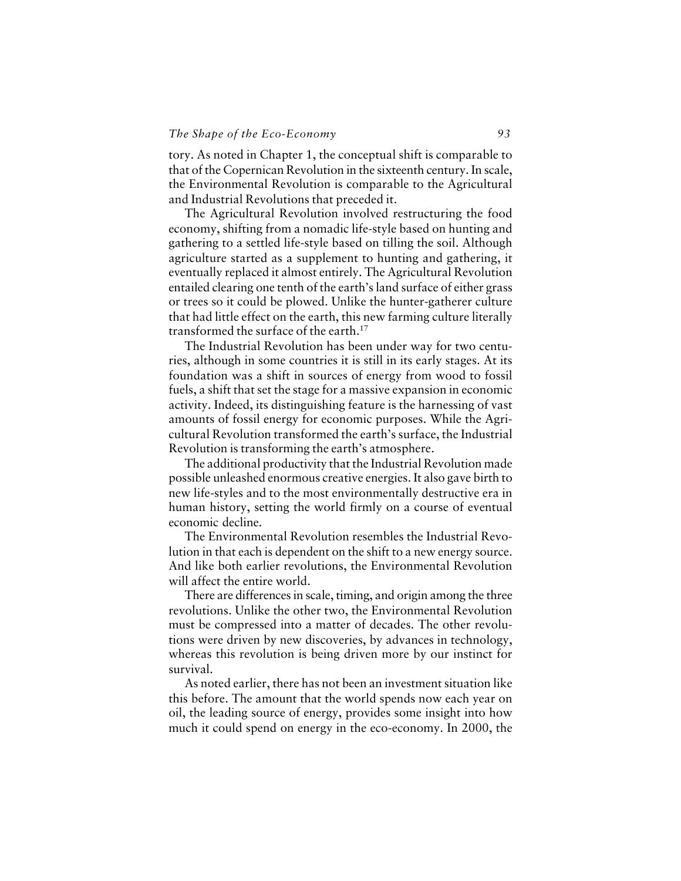tory. As noted in Chapter 1, the conceptual shift is comparable to that of the Copernican Revolution in the sixteenth century. In scale, the Environmental Revolution is comparable to the Agricultural and Industrial Revolutions that preceded it.

The Agricultural Revolution involved restructuring the food economy, shifting from a nomadic life-style based on hunting and gathering to a settled life-style based on tilling the soil. Although agriculture started as a supplement to hunting and gathering, it eventually replaced it almost entirely. The Agricultural Revolution entailed clearing one tenth of the earth's land surface of either grass or trees so it could be plowed. Unlike the hunter-gatherer culture that had little effect on the earth, this new farming culture literally transformed the surface of the earth.[17]

The Industrial Revolution has been under way for two centuries, although in some countries it is still in its early stages. At its foundation was a shift in sources of energy from wood to fossil fuels, a shift that set the stage for a massive expansion in economic activity. Indeed, its distinguishing feature is the harnessing of vast amounts of fossil energy for economic purposes. While the Agricultural Revolution transformed the earth's surface, the Industrial Revolution is transforming the earth's atmosphere.

The additional productivity that the Industrial Revolution made possible unleashed enormous creative energies. It also gave birth to new life-styles and to the most environmentally destructive era in human history, setting the world firmly on a course of eventual economic decline.

The Environmental Revolution resembles the Industrial Revolution in that each is dependent on the shift to a new energy source. And like both earlier revolutions, the Environmental Revolution will affect the entire world.

There are differences in scale, timing, and origin among the three revolutions. Unlike the other two, the Environmental Revolution must be compressed into a matter of decades. The other revolutions were driven by new discoveries, by advances in technology, whereas this revolution is being driven more by our instinct for survival.

As noted earlier, there has not been an investment situation like this before. The amount that the world spends now each year on oil, the leading source of energy, provides some insight into how much it could spend on energy in the eco-economy. In 2000, the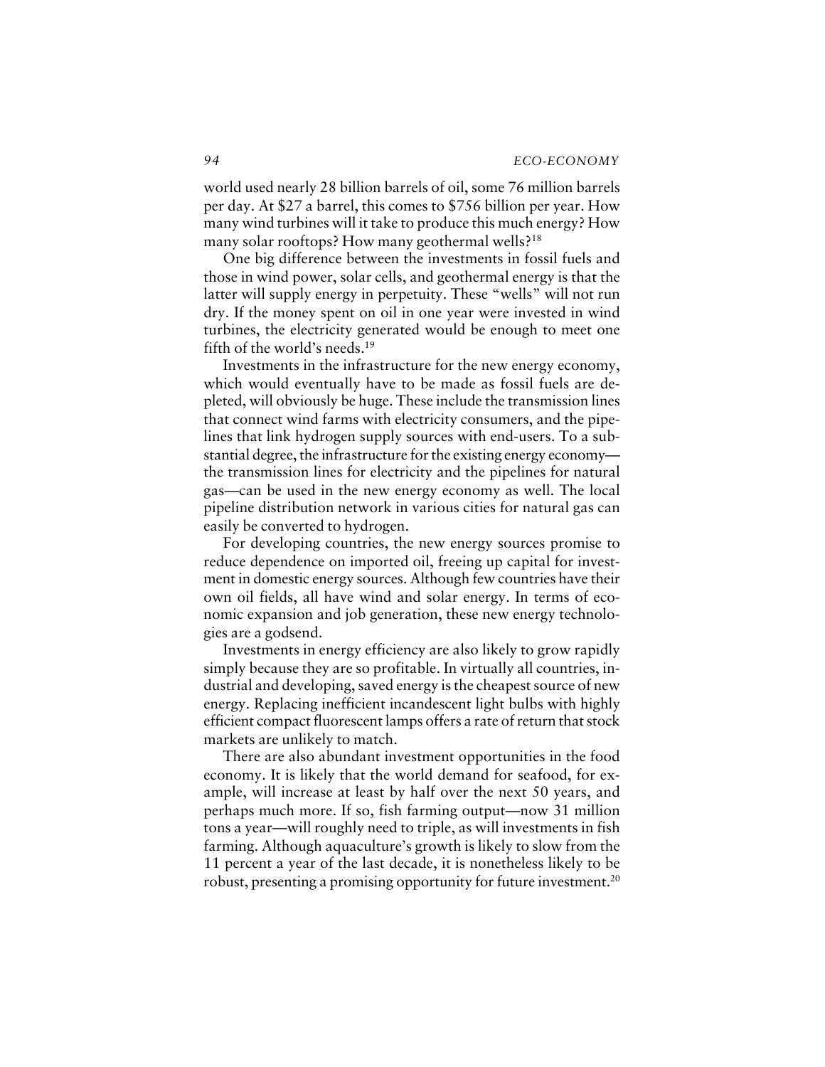world used nearly 28 billion barrels of oil, some 76 million barrels per day. At $27 a barrel, this comes to $756 billion per year. How many wind turbines will it take to produce this much energy? How many solar rooftops? How many geothermal wells?[18]

One big difference between the investments in fossil fuels and those in wind power, solar cells, and geothermal energy is that the latter will supply energy in perpetuity. These "wells" will not run dry. If the money spent on oil in one year were invested in wind turbines, the electricity generated would be enough to meet one fifth of the world's needs.[19]

Investments in the infrastructure for the new energy economy, which would eventually have to be made as fossil fuels are depleted, will obviously be huge. These include the transmission lines that connect wind farms with electricity consumers, and the pipelines that link hydrogen supply sources with end-users. To a substantial degree, the infrastructure for the existing energy economy—the transmission lines for electricity and the pipelines for natural gas—can be used in the new energy economy as well. The local pipeline distribution network in various cities for natural gas can easily be converted to hydrogen.

For developing countries, the new energy sources promise to reduce dependence on imported oil, freeing up capital for investment in domestic energy sources. Although few countries have their own oil fields, all have wind and solar energy. In terms of economic expansion and job generation, these new energy technologies are a godsend.

Investments in energy efficiency are also likely to grow rapidly simply because they are so profitable. In virtually all countries, industrial and developing, saved energy is the cheapest source of new energy. Replacing inefficient incandescent light bulbs with highly efficient compact fluorescent lamps offers a rate of return that stock markets are unlikely to match.

There are also abundant investment opportunities in the food economy. It is likely that the world demand for seafood, for example, will increase at least by half over the next 50 years, and perhaps much more. If so, fish farming output—now 31 million tons a year—will roughly need to triple, as will investments in fish farming. Although aquaculture's growth is likely to slow from the 11 percent a year of the last decade, it is nonetheless likely to be robust, presenting a promising opportunity for future investment.[20]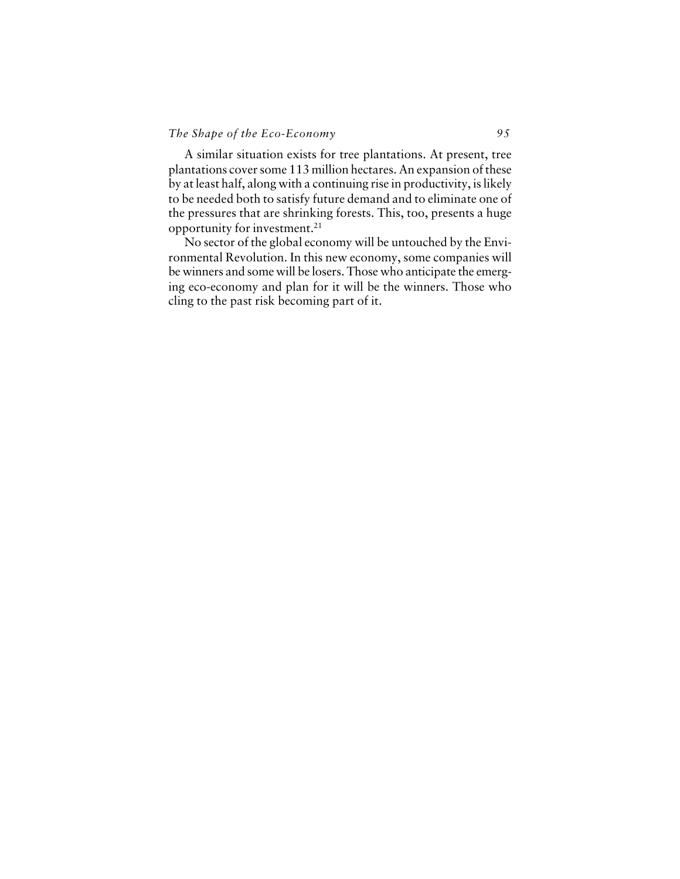A similar situation exists for tree plantations. At present, tree plantations cover some 113 million hectares. An expansion of these by at least half, along with a continuing rise in productivity, is likely to be needed both to satisfy future demand and to eliminate one of the pressures that are shrinking forests. This, too, presents a huge opportunity for investment.[21]

No sector of the global economy will be untouched by the Environmental Revolution. In this new economy, some companies will be winners and some will be losers. Those who anticipate the emerging eco-economy and plan for it will be the winners. Those who cling to the past risk becoming part of it.